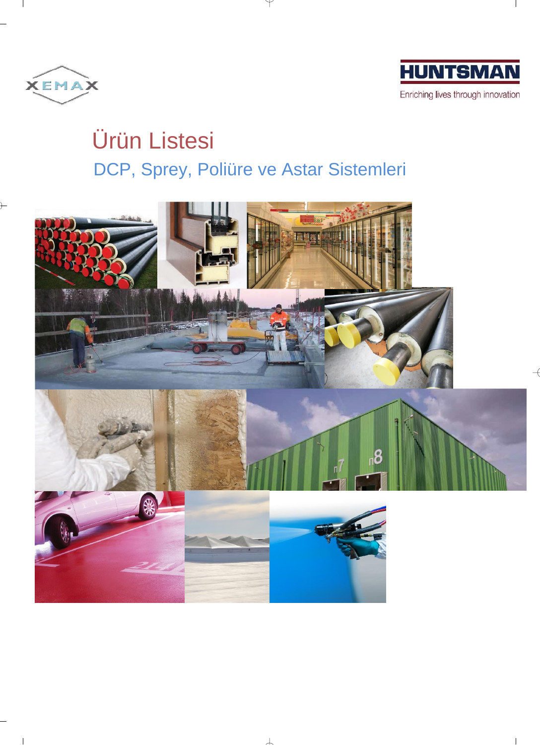XEMAX

HUNTSMAN

Enriching lives through innovation

# Ürün Listesi

## DCP, Sprey, Poliüre ve Astar Sistemleri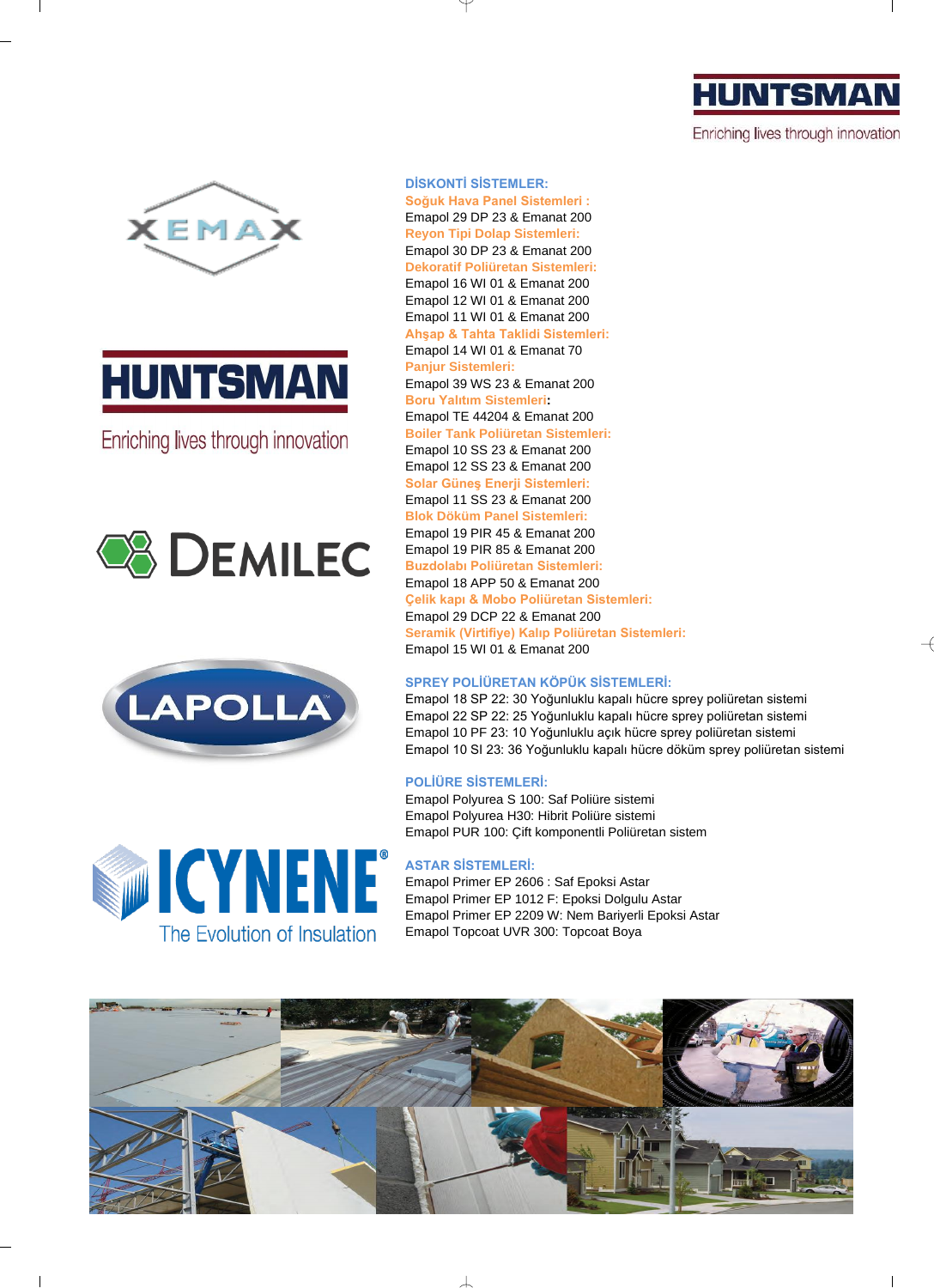HUNTSMAN

Enriching lives through innovation

XEMAX

HUNTSMAN

Enriching lives through innovation

DEMILEC

LAPOLLA

ICYNENE®

The Evolution of Insulation

## DİSKONTİ SİSTEMLER:

**Soğuk Hava Panel Sistemleri :**
Emapol 29 DP 23 & Emanat 200

**Reyon Tipi Dolap Sistemleri:**
Emapol 30 DP 23 & Emanat 200

**Dekoratif Poliüretan Sistemleri:**
Emapol 16 WI 01 & Emanat 200
Emapol 12 WI 01 & Emanat 200
Emapol 11 WI 01 & Emanat 200

**Ahşap & Tahta Taklidi Sistemleri:**
Emapol 14 WI 01 & Emanat 70

**Panjur Sistemleri:**
Emapol 39 WS 23 & Emanat 200

**Boru Yalıtım Sistemleri:**
Emapol TE 44204 & Emanat 200

**Boiler Tank Poliüretan Sistemleri:**
Emapol 10 SS 23 & Emanat 200
Emapol 12 SS 23 & Emanat 200

**Solar Güneş Enerji Sistemleri:**
Emapol 11 SS 23 & Emanat 200

**Blok Döküm Panel Sistemleri:**
Emapol 19 PIR 45 & Emanat 200
Emapol 19 PIR 85 & Emanat 200

**Buzdolabı Poliüretan Sistemleri:**
Emapol 18 APP 50 & Emanat 200

**Çelik kapı & Mobo Poliüretan Sistemleri:**
Emapol 29 DCP 22 & Emanat 200

**Seramik (Virtifiye) Kalıp Poliüretan Sistemleri:**
Emapol 15 WI 01 & Emanat 200

## SPREY POLİÜRETAN KÖPÜK SİSTEMLERİ:

Emapol 18 SP 22: 30 Yoğunluklu kapalı hücre sprey poliüretan sistemi
Emapol 22 SP 22: 25 Yoğunluklu kapalı hücre sprey poliüretan sistemi
Emapol 10 PF 23: 10 Yoğunluklu açık hücre sprey poliüretan sistemi
Emapol 10 SI 23: 36 Yoğunluklu kapalı hücre döküm sprey poliüretan sistemi

## POLİÜRE SİSTEMLERİ:

Emapol Polyurea S 100: Saf Poliüre sistemi
Emapol Polyurea H30: Hibrit Poliüre sistemi
Emapol PUR 100: Çift komponentli Poliüretan sistem

## ASTAR SİSTEMLERİ:

Emapol Primer EP 2606 : Saf Epoksi Astar
Emapol Primer EP 1012 F: Epoksi Dolgulu Astar
Emapol Primer EP 2209 W: Nem Bariyerli Epoksi Astar
Emapol Topcoat UVR 300: Topcoat Boya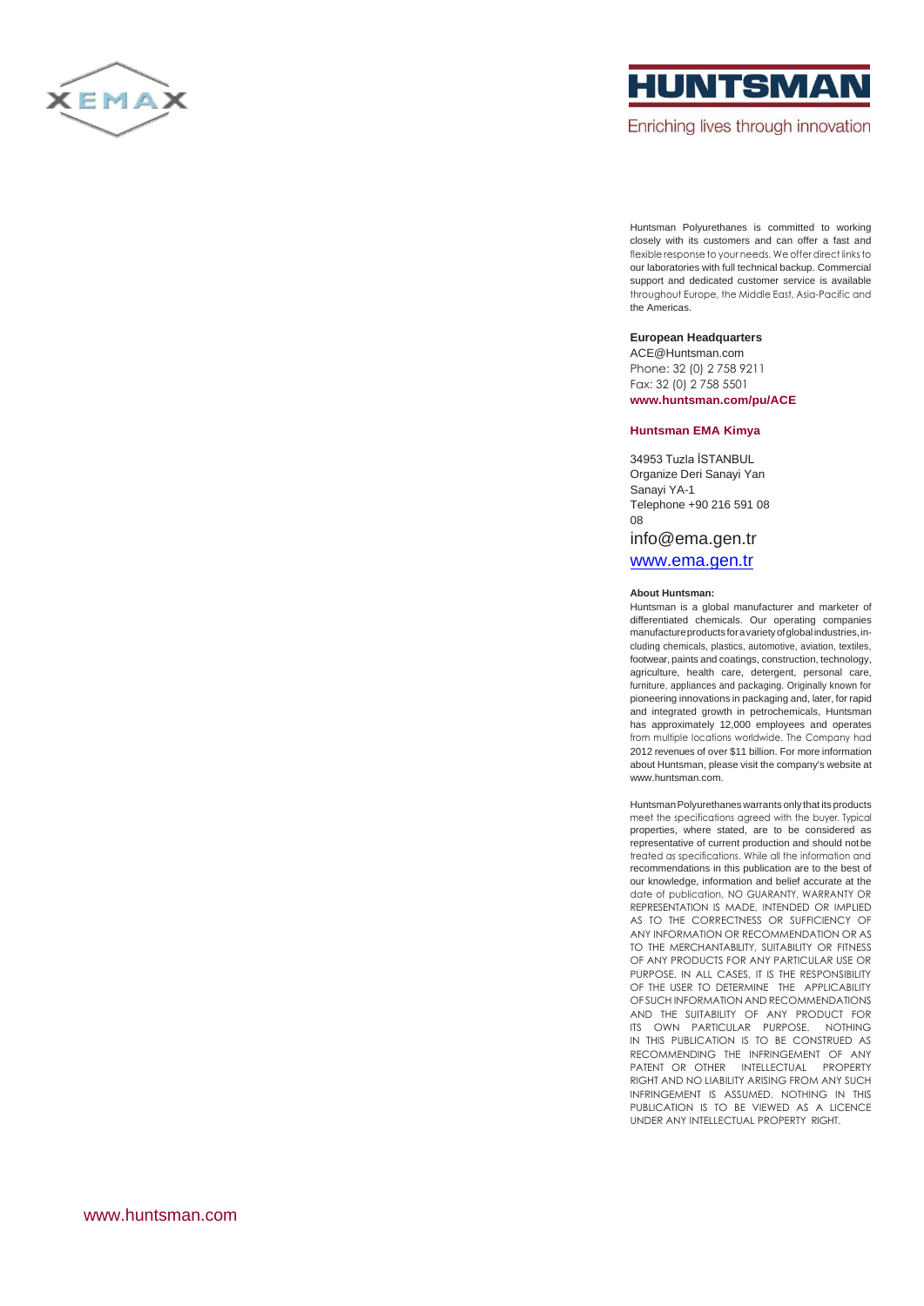HUNTSMAN

Enriching lives through innovation

Huntsman Polyurethanes is committed to working closely with its customers and can offer a fast and flexible response to your needs. We offer direct links to our laboratories with full technical backup. Commercial support and dedicated customer service is available throughout Europe, the Middle East, Asia-Pacific and the Americas.

**European Headquarters**
ACE@Huntsman.com
Phone: 32 (0) 2 758 9211
Fax: 32 (0) 2 758 5501
**www.huntsman.com/pu/ACE**

**Huntsman EMA Kimya**

34953 Tuzla İSTANBUL
Organize Deri Sanayi Yan Sanayi YA-1
Telephone +90 216 591 08 08
info@ema.gen.tr
www.ema.gen.tr

**About Huntsman:**
Huntsman is a global manufacturer and marketer of differentiated chemicals. Our operating companies manufacture products for a variety of global industries, including chemicals, plastics, automotive, aviation, textiles, footwear, paints and coatings, construction, technology, agriculture, health care, detergent, personal care, furniture, appliances and packaging. Originally known for pioneering innovations in packaging and, later, for rapid and integrated growth in petrochemicals, Huntsman has approximately 12,000 employees and operates from multiple locations worldwide. The Company had 2012 revenues of over $11 billion. For more information about Huntsman, please visit the company's website at www.huntsman.com.

Huntsman Polyurethanes warrants only that its products meet the specifications agreed with the buyer. Typical properties, where stated, are to be considered as representative of current production and should not be treated as specifications. While all the information and recommendations in this publication are to the best of our knowledge, information and belief accurate at the date of publication, NO GUARANTY, WARRANTY OR REPRESENTATION IS MADE, INTENDED OR IMPLIED AS TO THE CORRECTNESS OR SUFFICIENCY OF ANY INFORMATION OR RECOMMENDATION OR AS TO THE MERCHANTABILITY, SUITABILITY OR FITNESS OF ANY PRODUCTS FOR ANY PARTICULAR USE OR PURPOSE. IN ALL CASES, IT IS THE RESPONSIBILITY OF THE USER TO DETERMINE THE APPLICABILITY OF SUCH INFORMATION AND RECOMMENDATIONS AND THE SUITABILITY OF ANY PRODUCT FOR ITS OWN PARTICULAR PURPOSE. NOTHING IN THIS PUBLICATION IS TO BE CONSTRUED AS RECOMMENDING THE INFRINGEMENT OF ANY PATENT OR OTHER INTELLECTUAL PROPERTY RIGHT AND NO LIABILITY ARISING FROM ANY SUCH INFRINGEMENT IS ASSUMED. NOTHING IN THIS PUBLICATION IS TO BE VIEWED AS A LICENCE UNDER ANY INTELLECTUAL PROPERTY RIGHT.

www.huntsman.com